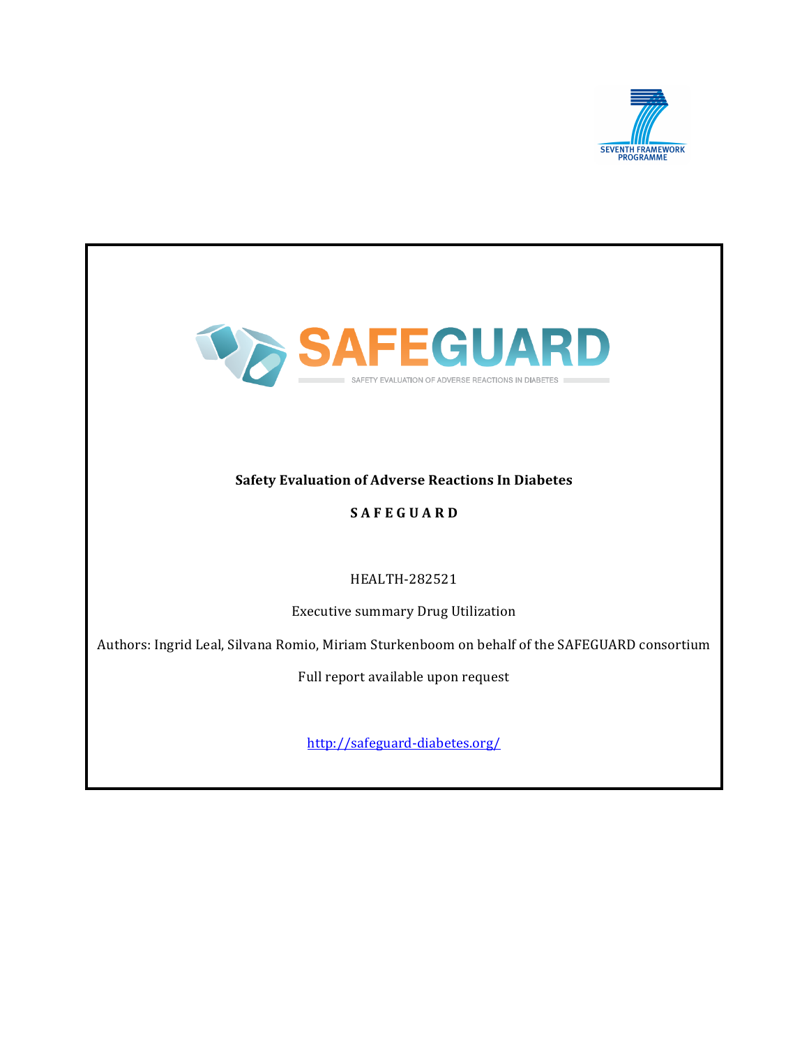SEVENTH FRAMEWORK PROGRAMME

SAFEGUARD

SAFETY EVALUATION OF ADVERSE REACTIONS IN DIABETES

**Safety Evaluation of Adverse Reactions In Diabetes**

**S A F E G U A R D**

HEALTH-282521

Executive summary Drug Utilization

Authors: Ingrid Leal, Silvana Romio, Miriam Sturkenboom on behalf of the SAFEGUARD consortium

Full report available upon request

http://safeguard-diabetes.org/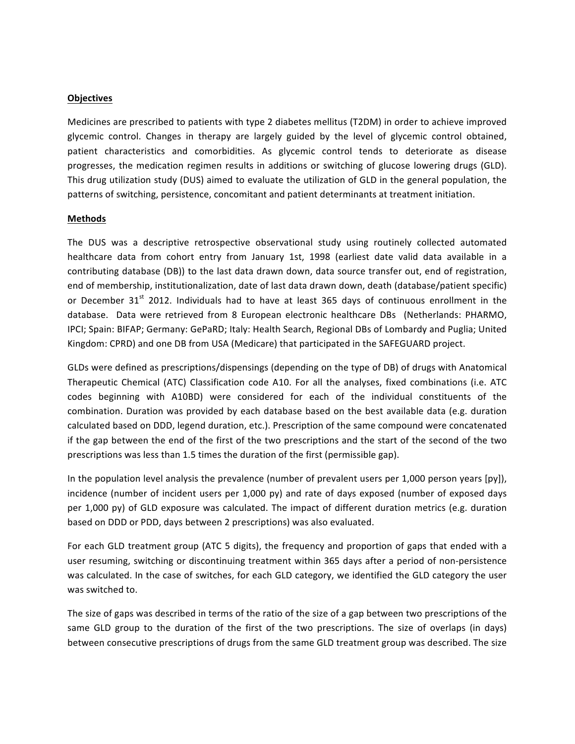## Objectives

Medicines are prescribed to patients with type 2 diabetes mellitus (T2DM) in order to achieve improved glycemic control. Changes in therapy are largely guided by the level of glycemic control obtained, patient characteristics and comorbidities. As glycemic control tends to deteriorate as disease progresses, the medication regimen results in additions or switching of glucose lowering drugs (GLD). This drug utilization study (DUS) aimed to evaluate the utilization of GLD in the general population, the patterns of switching, persistence, concomitant and patient determinants at treatment initiation.

## Methods

The DUS was a descriptive retrospective observational study using routinely collected automated healthcare data from cohort entry from January 1st, 1998 (earliest date valid data available in a contributing database (DB)) to the last data drawn down, data source transfer out, end of registration, end of membership, institutionalization, date of last data drawn down, death (database/patient specific) or December 31$^{st}$ 2012. Individuals had to have at least 365 days of continuous enrollment in the database. Data were retrieved from 8 European electronic healthcare DBs (Netherlands: PHARMO, IPCI; Spain: BIFAP; Germany: GePaRD; Italy: Health Search, Regional DBs of Lombardy and Puglia; United Kingdom: CPRD) and one DB from USA (Medicare) that participated in the SAFEGUARD project.

GLDs were defined as prescriptions/dispensings (depending on the type of DB) of drugs with Anatomical Therapeutic Chemical (ATC) Classification code A10. For all the analyses, fixed combinations (i.e. ATC codes beginning with A10BD) were considered for each of the individual constituents of the combination. Duration was provided by each database based on the best available data (e.g. duration calculated based on DDD, legend duration, etc.). Prescription of the same compound were concatenated if the gap between the end of the first of the two prescriptions and the start of the second of the two prescriptions was less than 1.5 times the duration of the first (permissible gap).

In the population level analysis the prevalence (number of prevalent users per 1,000 person years [py]), incidence (number of incident users per 1,000 py) and rate of days exposed (number of exposed days per 1,000 py) of GLD exposure was calculated. The impact of different duration metrics (e.g. duration based on DDD or PDD, days between 2 prescriptions) was also evaluated.

For each GLD treatment group (ATC 5 digits), the frequency and proportion of gaps that ended with a user resuming, switching or discontinuing treatment within 365 days after a period of non-persistence was calculated. In the case of switches, for each GLD category, we identified the GLD category the user was switched to.

The size of gaps was described in terms of the ratio of the size of a gap between two prescriptions of the same GLD group to the duration of the first of the two prescriptions. The size of overlaps (in days) between consecutive prescriptions of drugs from the same GLD treatment group was described. The size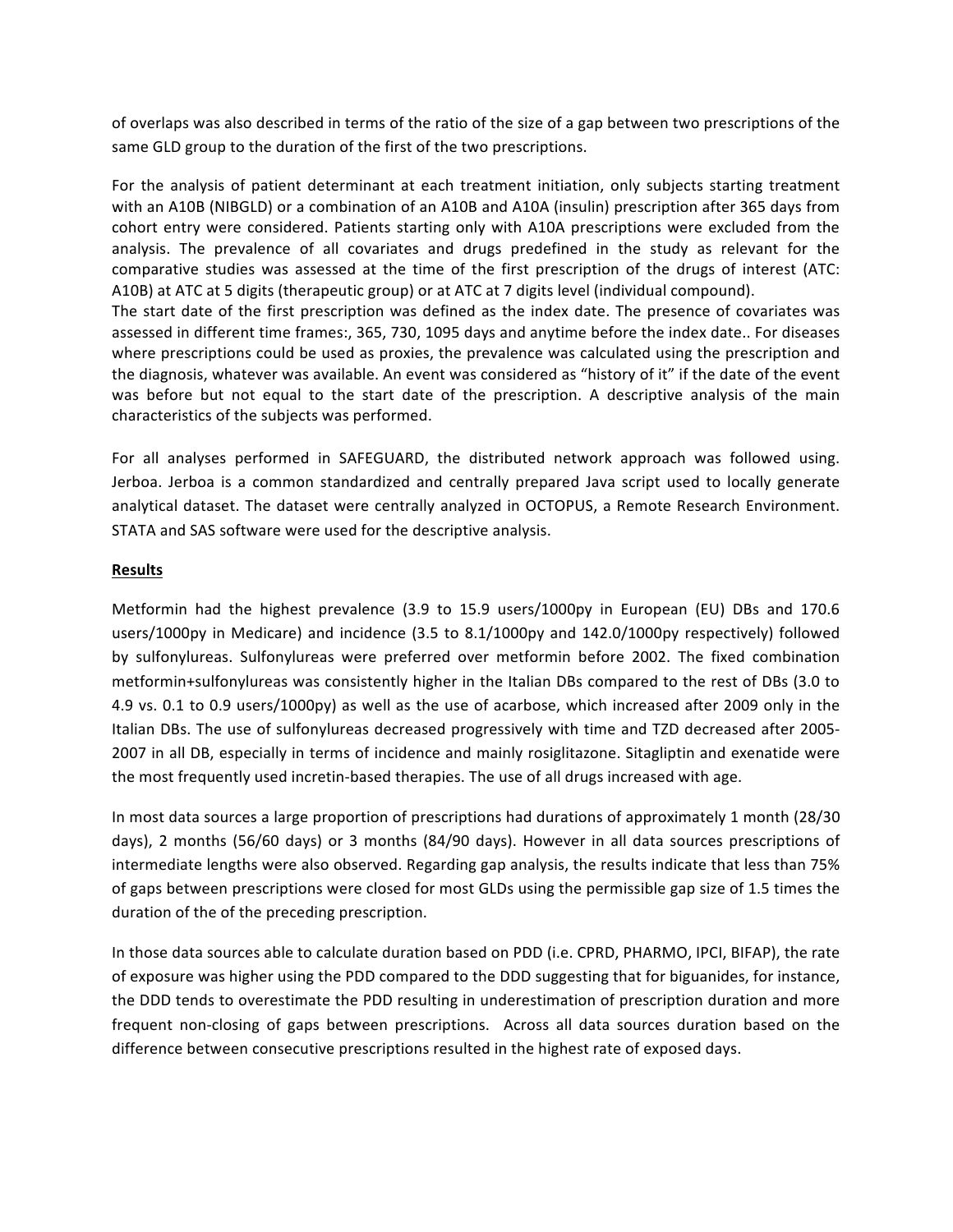of overlaps was also described in terms of the ratio of the size of a gap between two prescriptions of the same GLD group to the duration of the first of the two prescriptions.

For the analysis of patient determinant at each treatment initiation, only subjects starting treatment with an A10B (NIBGLD) or a combination of an A10B and A10A (insulin) prescription after 365 days from cohort entry were considered. Patients starting only with A10A prescriptions were excluded from the analysis. The prevalence of all covariates and drugs predefined in the study as relevant for the comparative studies was assessed at the time of the first prescription of the drugs of interest (ATC: A10B) at ATC at 5 digits (therapeutic group) or at ATC at 7 digits level (individual compound).
The start date of the first prescription was defined as the index date. The presence of covariates was assessed in different time frames:, 365, 730, 1095 days and anytime before the index date.. For diseases where prescriptions could be used as proxies, the prevalence was calculated using the prescription and the diagnosis, whatever was available. An event was considered as "history of it" if the date of the event was before but not equal to the start date of the prescription. A descriptive analysis of the main characteristics of the subjects was performed.

For all analyses performed in SAFEGUARD, the distributed network approach was followed using. Jerboa. Jerboa is a common standardized and centrally prepared Java script used to locally generate analytical dataset. The dataset were centrally analyzed in OCTOPUS, a Remote Research Environment. STATA and SAS software were used for the descriptive analysis.

**Results**

Metformin had the highest prevalence (3.9 to 15.9 users/1000py in European (EU) DBs and 170.6 users/1000py in Medicare) and incidence (3.5 to 8.1/1000py and 142.0/1000py respectively) followed by sulfonylureas. Sulfonylureas were preferred over metformin before 2002. The fixed combination metformin+sulfonylureas was consistently higher in the Italian DBs compared to the rest of DBs (3.0 to 4.9 vs. 0.1 to 0.9 users/1000py) as well as the use of acarbose, which increased after 2009 only in the Italian DBs. The use of sulfonylureas decreased progressively with time and TZD decreased after 2005-2007 in all DB, especially in terms of incidence and mainly rosiglitazone. Sitagliptin and exenatide were the most frequently used incretin-based therapies. The use of all drugs increased with age.

In most data sources a large proportion of prescriptions had durations of approximately 1 month (28/30 days), 2 months (56/60 days) or 3 months (84/90 days). However in all data sources prescriptions of intermediate lengths were also observed. Regarding gap analysis, the results indicate that less than 75% of gaps between prescriptions were closed for most GLDs using the permissible gap size of 1.5 times the duration of the of the preceding prescription.

In those data sources able to calculate duration based on PDD (i.e. CPRD, PHARMO, IPCI, BIFAP), the rate of exposure was higher using the PDD compared to the DDD suggesting that for biguanides, for instance, the DDD tends to overestimate the PDD resulting in underestimation of prescription duration and more frequent non-closing of gaps between prescriptions. Across all data sources duration based on the difference between consecutive prescriptions resulted in the highest rate of exposed days.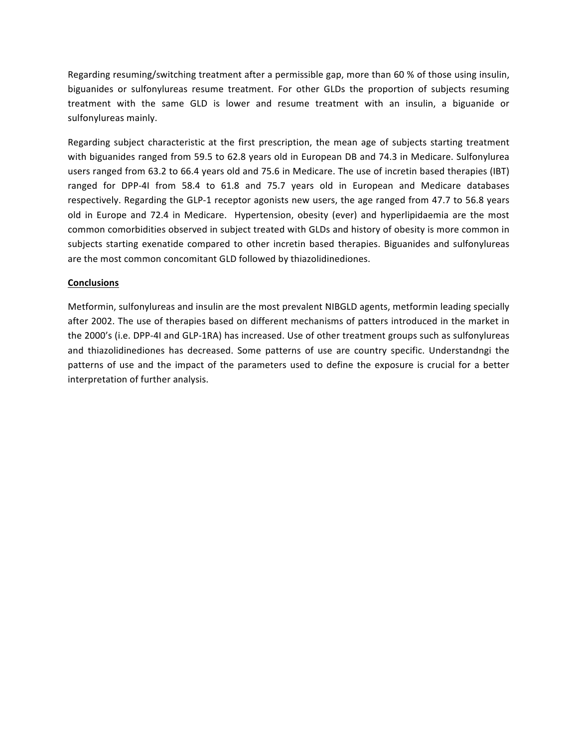Regarding resuming/switching treatment after a permissible gap, more than 60 % of those using insulin, biguanides or sulfonylureas resume treatment. For other GLDs the proportion of subjects resuming treatment with the same GLD is lower and resume treatment with an insulin, a biguanide or sulfonylureas mainly.

Regarding subject characteristic at the first prescription, the mean age of subjects starting treatment with biguanides ranged from 59.5 to 62.8 years old in European DB and 74.3 in Medicare. Sulfonylurea users ranged from 63.2 to 66.4 years old and 75.6 in Medicare. The use of incretin based therapies (IBT) ranged for DPP-4I from 58.4 to 61.8 and 75.7 years old in European and Medicare databases respectively. Regarding the GLP-1 receptor agonists new users, the age ranged from 47.7 to 56.8 years old in Europe and 72.4 in Medicare. Hypertension, obesity (ever) and hyperlipidaemia are the most common comorbidities observed in subject treated with GLDs and history of obesity is more common in subjects starting exenatide compared to other incretin based therapies. Biguanides and sulfonylureas are the most common concomitant GLD followed by thiazolidinediones.

**Conclusions**

Metformin, sulfonylureas and insulin are the most prevalent NIBGLD agents, metformin leading specially after 2002. The use of therapies based on different mechanisms of patters introduced in the market in the 2000's (i.e. DPP-4I and GLP-1RA) has increased. Use of other treatment groups such as sulfonylureas and thiazolidinediones has decreased. Some patterns of use are country specific. Understandngi the patterns of use and the impact of the parameters used to define the exposure is crucial for a better interpretation of further analysis.